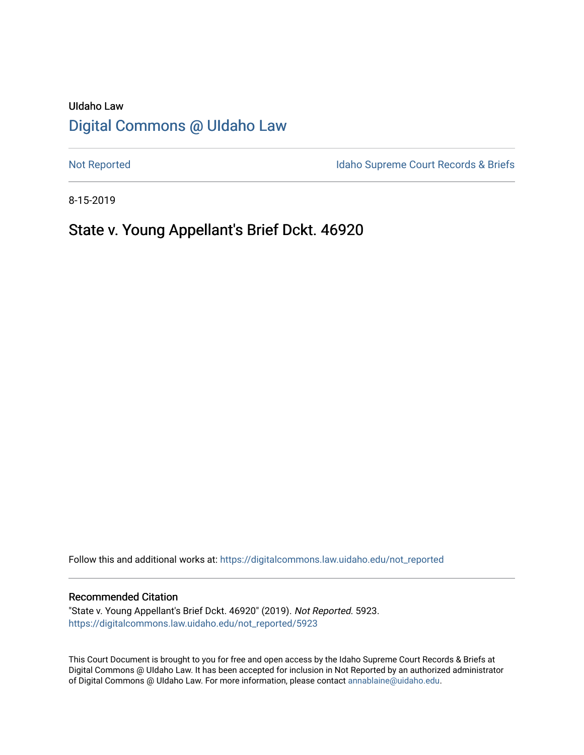UIdaho Law

# Digital Commons @ UIdaho Law

Not Reported

Idaho Supreme Court Records & Briefs

8-15-2019

## State v. Young Appellant's Brief Dckt. 46920

Follow this and additional works at: https://digitalcommons.law.uidaho.edu/not_reported

### Recommended Citation

"State v. Young Appellant's Brief Dckt. 46920" (2019). *Not Reported*. 5923.
https://digitalcommons.law.uidaho.edu/not_reported/5923

This Court Document is brought to you for free and open access by the Idaho Supreme Court Records & Briefs at Digital Commons @ UIdaho Law. It has been accepted for inclusion in Not Reported by an authorized administrator of Digital Commons @ UIdaho Law. For more information, please contact annablaine@uidaho.edu.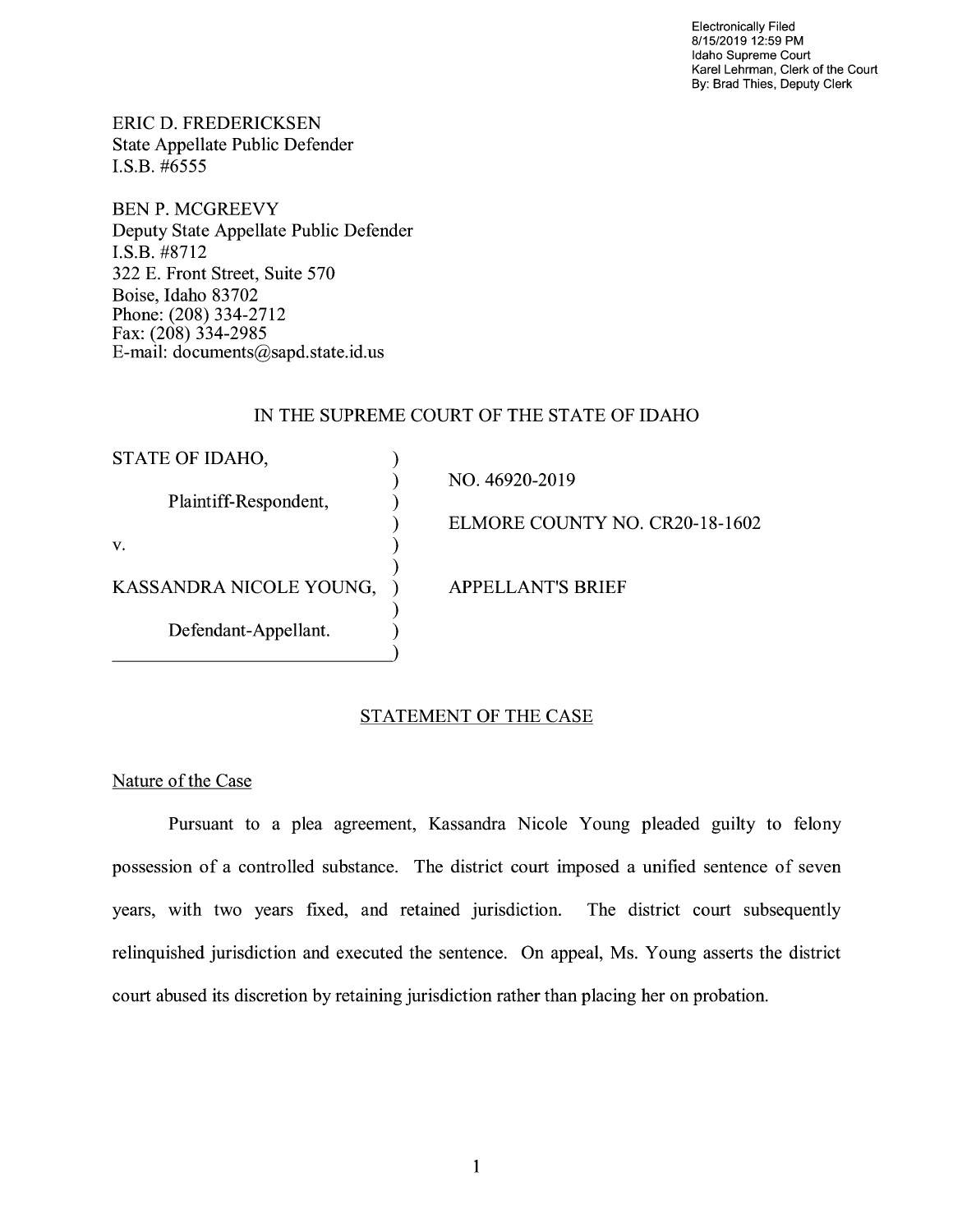Electronically Filed
8/15/2019 12:59 PM
Idaho Supreme Court
Karel Lehrman, Clerk of the Court
By: Brad Thies, Deputy Clerk

ERIC D. FREDERICKSEN
State Appellate Public Defender
I.S.B. #6555

BEN P. MCGREEVY
Deputy State Appellate Public Defender
I.S.B. #8712
322 E. Front Street, Suite 570
Boise, Idaho 83702
Phone: (208) 334-2712
Fax: (208) 334-2985
E-mail: documents@sapd.state.id.us

IN THE SUPREME COURT OF THE STATE OF IDAHO

| | |
|---|---|
| STATE OF IDAHO, | NO. 46920-2019 |
| Plaintiff-Respondent, | ELMORE COUNTY NO. CR20-18-1602 |
| v. | |
| KASSANDRA NICOLE YOUNG, | APPELLANT'S BRIEF |
| Defendant-Appellant. | |

## STATEMENT OF THE CASE

### Nature of the Case

Pursuant to a plea agreement, Kassandra Nicole Young pleaded guilty to felony possession of a controlled substance. The district court imposed a unified sentence of seven years, with two years fixed, and retained jurisdiction. The district court subsequently relinquished jurisdiction and executed the sentence. On appeal, Ms. Young asserts the district court abused its discretion by retaining jurisdiction rather than placing her on probation.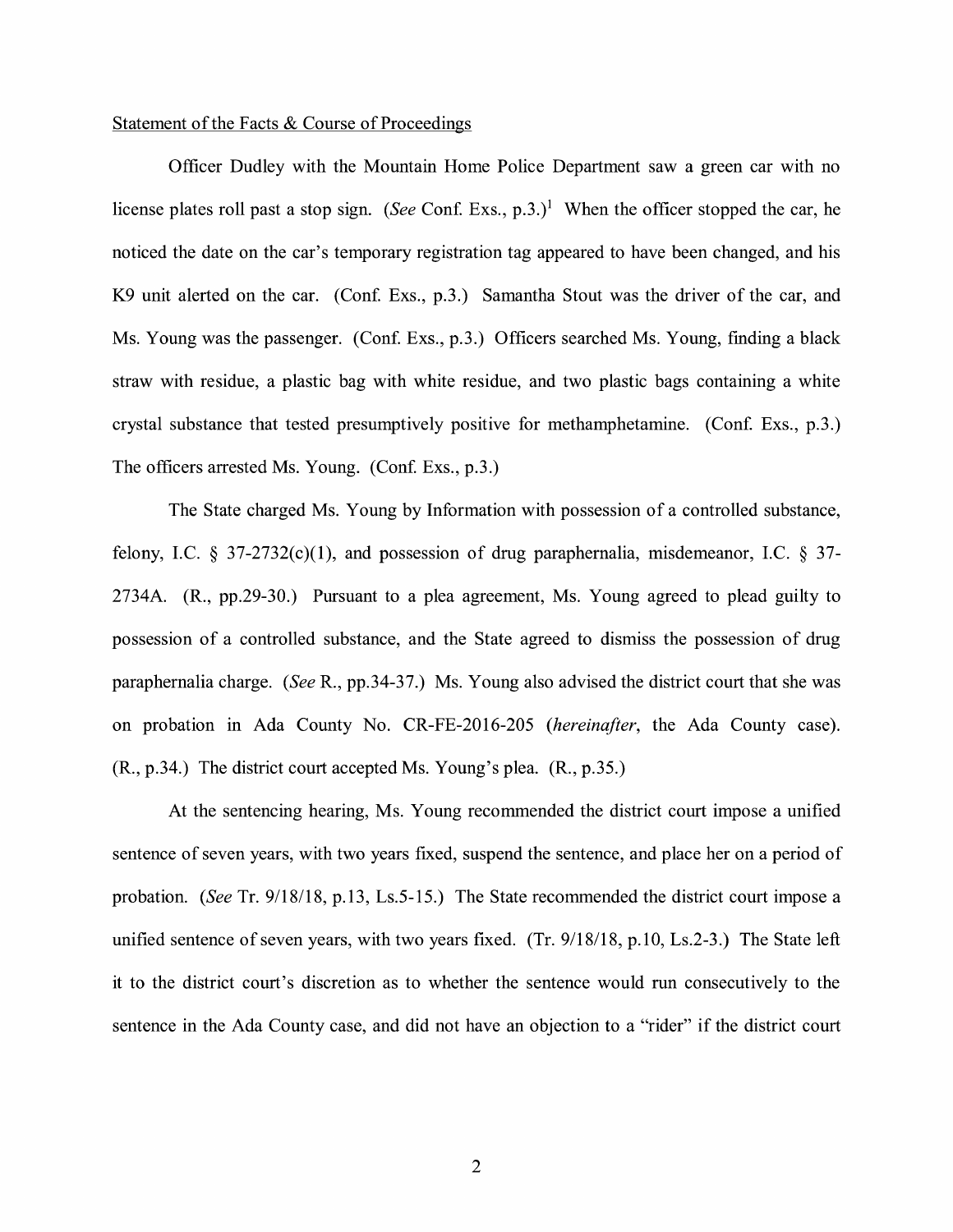Statement of the Facts & Course of Proceedings

Officer Dudley with the Mountain Home Police Department saw a green car with no license plates roll past a stop sign. (*See* Conf. Exs., p.3.)[1] When the officer stopped the car, he noticed the date on the car's temporary registration tag appeared to have been changed, and his K9 unit alerted on the car. (Conf. Exs., p.3.) Samantha Stout was the driver of the car, and Ms. Young was the passenger. (Conf. Exs., p.3.) Officers searched Ms. Young, finding a black straw with residue, a plastic bag with white residue, and two plastic bags containing a white crystal substance that tested presumptively positive for methamphetamine. (Conf. Exs., p.3.) The officers arrested Ms. Young. (Conf. Exs., p.3.)

The State charged Ms. Young by Information with possession of a controlled substance, felony, I.C. § 37-2732(c)(1), and possession of drug paraphernalia, misdemeanor, I.C. § 37-2734A. (R., pp.29-30.) Pursuant to a plea agreement, Ms. Young agreed to plead guilty to possession of a controlled substance, and the State agreed to dismiss the possession of drug paraphernalia charge. (*See* R., pp.34-37.) Ms. Young also advised the district court that she was on probation in Ada County No. CR-FE-2016-205 (*hereinafter*, the Ada County case). (R., p.34.) The district court accepted Ms. Young's plea. (R., p.35.)

At the sentencing hearing, Ms. Young recommended the district court impose a unified sentence of seven years, with two years fixed, suspend the sentence, and place her on a period of probation. (*See* Tr. 9/18/18, p.13, Ls.5-15.) The State recommended the district court impose a unified sentence of seven years, with two years fixed. (Tr. 9/18/18, p.10, Ls.2-3.) The State left it to the district court's discretion as to whether the sentence would run consecutively to the sentence in the Ada County case, and did not have an objection to a "rider" if the district court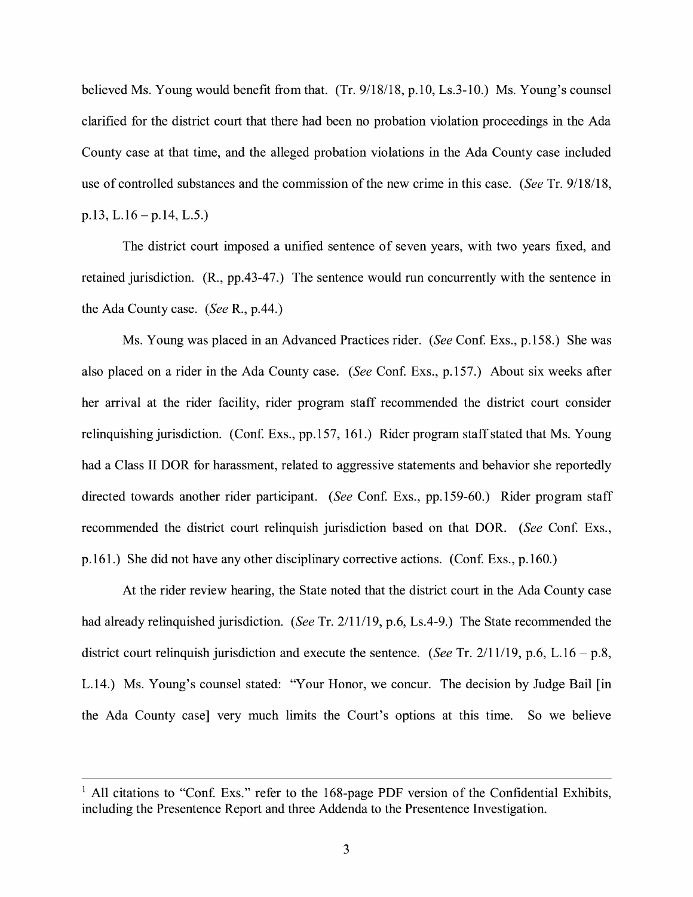believed Ms. Young would benefit from that. (Tr. 9/18/18, p.10, Ls.3-10.) Ms. Young's counsel clarified for the district court that there had been no probation violation proceedings in the Ada County case at that time, and the alleged probation violations in the Ada County case included use of controlled substances and the commission of the new crime in this case. (*See* Tr. 9/18/18, p.13, L.16 – p.14, L.5.)

The district court imposed a unified sentence of seven years, with two years fixed, and retained jurisdiction. (R., pp.43-47.) The sentence would run concurrently with the sentence in the Ada County case. (*See* R., p.44.)

Ms. Young was placed in an Advanced Practices rider. (*See* Conf. Exs., p.158.) She was also placed on a rider in the Ada County case. (*See* Conf. Exs., p.157.) About six weeks after her arrival at the rider facility, rider program staff recommended the district court consider relinquishing jurisdiction. (Conf. Exs., pp.157, 161.) Rider program staff stated that Ms. Young had a Class II DOR for harassment, related to aggressive statements and behavior she reportedly directed towards another rider participant. (*See* Conf. Exs., pp.159-60.) Rider program staff recommended the district court relinquish jurisdiction based on that DOR. (*See* Conf. Exs., p.161.) She did not have any other disciplinary corrective actions. (Conf. Exs., p.160.)

At the rider review hearing, the State noted that the district court in the Ada County case had already relinquished jurisdiction. (*See* Tr. 2/11/19, p.6, Ls.4-9.) The State recommended the district court relinquish jurisdiction and execute the sentence. (*See* Tr. 2/11/19, p.6, L.16 – p.8, L.14.) Ms. Young's counsel stated: "Your Honor, we concur. The decision by Judge Bail [in the Ada County case] very much limits the Court's options at this time. So we believe

---

[1] All citations to "Conf. Exs." refer to the 168-page PDF version of the Confidential Exhibits, including the Presentence Report and three Addenda to the Presentence Investigation.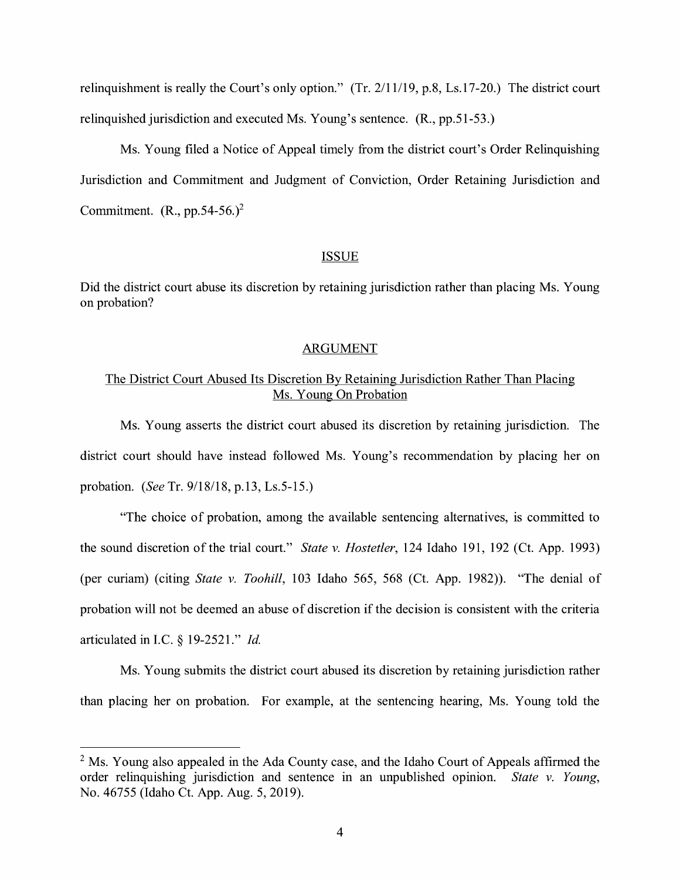relinquishment is really the Court's only option." (Tr. 2/11/19, p.8, Ls.17-20.) The district court relinquished jurisdiction and executed Ms. Young's sentence. (R., pp.51-53.)

Ms. Young filed a Notice of Appeal timely from the district court's Order Relinquishing Jurisdiction and Commitment and Judgment of Conviction, Order Retaining Jurisdiction and Commitment. (R., pp.54-56.)[2]

## ISSUE

Did the district court abuse its discretion by retaining jurisdiction rather than placing Ms. Young on probation?

## ARGUMENT

### The District Court Abused Its Discretion By Retaining Jurisdiction Rather Than Placing Ms. Young On Probation

Ms. Young asserts the district court abused its discretion by retaining jurisdiction. The district court should have instead followed Ms. Young's recommendation by placing her on probation. (*See* Tr. 9/18/18, p.13, Ls.5-15.)

"The choice of probation, among the available sentencing alternatives, is committed to the sound discretion of the trial court." *State v. Hostetler*, 124 Idaho 191, 192 (Ct. App. 1993) (per curiam) (citing *State v. Toohill*, 103 Idaho 565, 568 (Ct. App. 1982)). "The denial of probation will not be deemed an abuse of discretion if the decision is consistent with the criteria articulated in I.C. § 19-2521." *Id.*

Ms. Young submits the district court abused its discretion by retaining jurisdiction rather than placing her on probation. For example, at the sentencing hearing, Ms. Young told the

[2] Ms. Young also appealed in the Ada County case, and the Idaho Court of Appeals affirmed the order relinquishing jurisdiction and sentence in an unpublished opinion. *State v. Young*, No. 46755 (Idaho Ct. App. Aug. 5, 2019).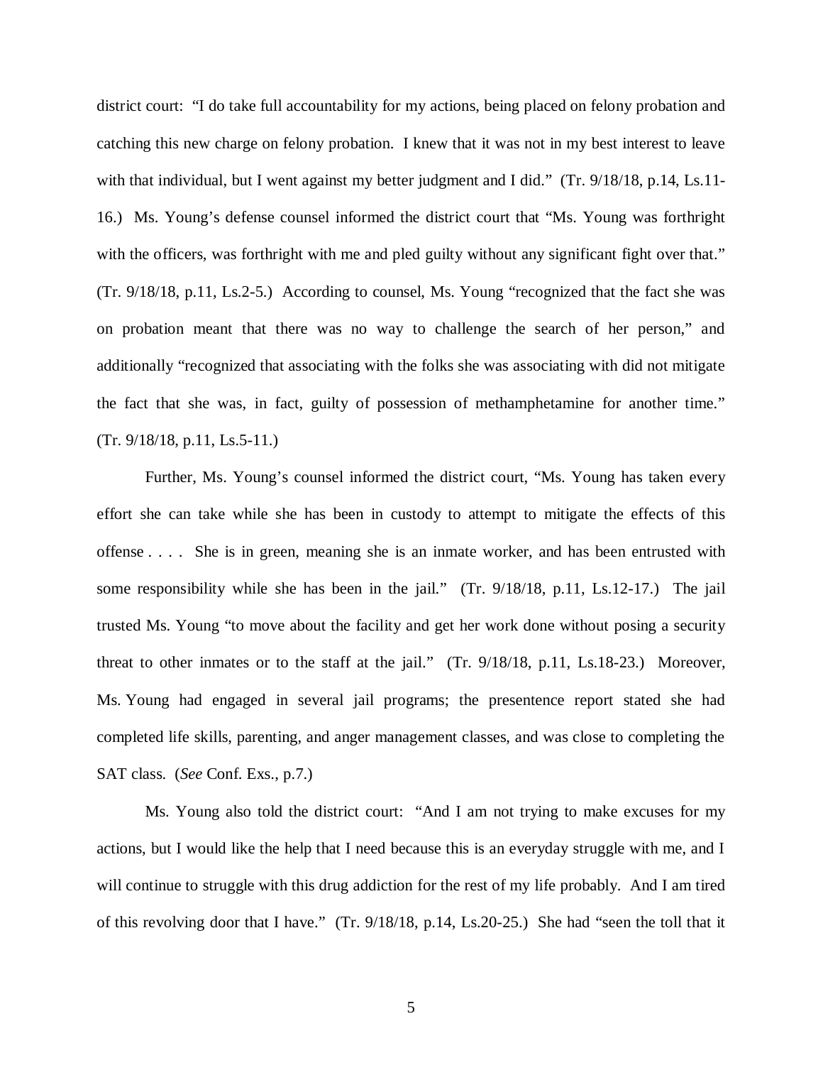district court: "I do take full accountability for my actions, being placed on felony probation and catching this new charge on felony probation. I knew that it was not in my best interest to leave with that individual, but I went against my better judgment and I did." (Tr. 9/18/18, p.14, Ls.11-16.) Ms. Young's defense counsel informed the district court that "Ms. Young was forthright with the officers, was forthright with me and pled guilty without any significant fight over that." (Tr. 9/18/18, p.11, Ls.2-5.) According to counsel, Ms. Young "recognized that the fact she was on probation meant that there was no way to challenge the search of her person," and additionally "recognized that associating with the folks she was associating with did not mitigate the fact that she was, in fact, guilty of possession of methamphetamine for another time." (Tr. 9/18/18, p.11, Ls.5-11.)

Further, Ms. Young's counsel informed the district court, "Ms. Young has taken every effort she can take while she has been in custody to attempt to mitigate the effects of this offense . . . . She is in green, meaning she is an inmate worker, and has been entrusted with some responsibility while she has been in the jail." (Tr. 9/18/18, p.11, Ls.12-17.) The jail trusted Ms. Young "to move about the facility and get her work done without posing a security threat to other inmates or to the staff at the jail." (Tr. 9/18/18, p.11, Ls.18-23.) Moreover, Ms. Young had engaged in several jail programs; the presentence report stated she had completed life skills, parenting, and anger management classes, and was close to completing the SAT class. (*See* Conf. Exs., p.7.)

Ms. Young also told the district court: "And I am not trying to make excuses for my actions, but I would like the help that I need because this is an everyday struggle with me, and I will continue to struggle with this drug addiction for the rest of my life probably. And I am tired of this revolving door that I have." (Tr. 9/18/18, p.14, Ls.20-25.) She had "seen the toll that it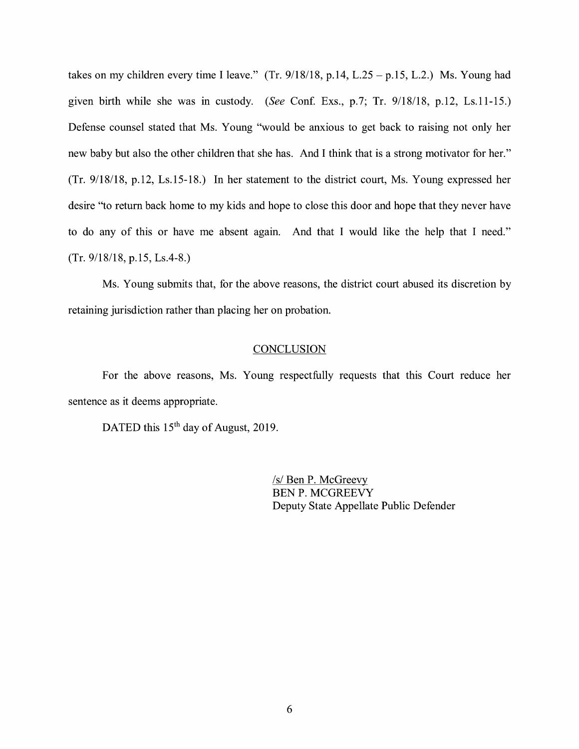takes on my children every time I leave." (Tr. 9/18/18, p.14, L.25 – p.15, L.2.) Ms. Young had given birth while she was in custody. (*See* Conf. Exs., p.7; Tr. 9/18/18, p.12, Ls.11-15.) Defense counsel stated that Ms. Young "would be anxious to get back to raising not only her new baby but also the other children that she has. And I think that is a strong motivator for her." (Tr. 9/18/18, p.12, Ls.15-18.) In her statement to the district court, Ms. Young expressed her desire "to return back home to my kids and hope to close this door and hope that they never have to do any of this or have me absent again. And that I would like the help that I need." (Tr. 9/18/18, p.15, Ls.4-8.)

Ms. Young submits that, for the above reasons, the district court abused its discretion by retaining jurisdiction rather than placing her on probation.

## CONCLUSION

For the above reasons, Ms. Young respectfully requests that this Court reduce her sentence as it deems appropriate.

DATED this 15th day of August, 2019.

/s/ Ben P. McGreevy
BEN P. MCGREEVY
Deputy State Appellate Public Defender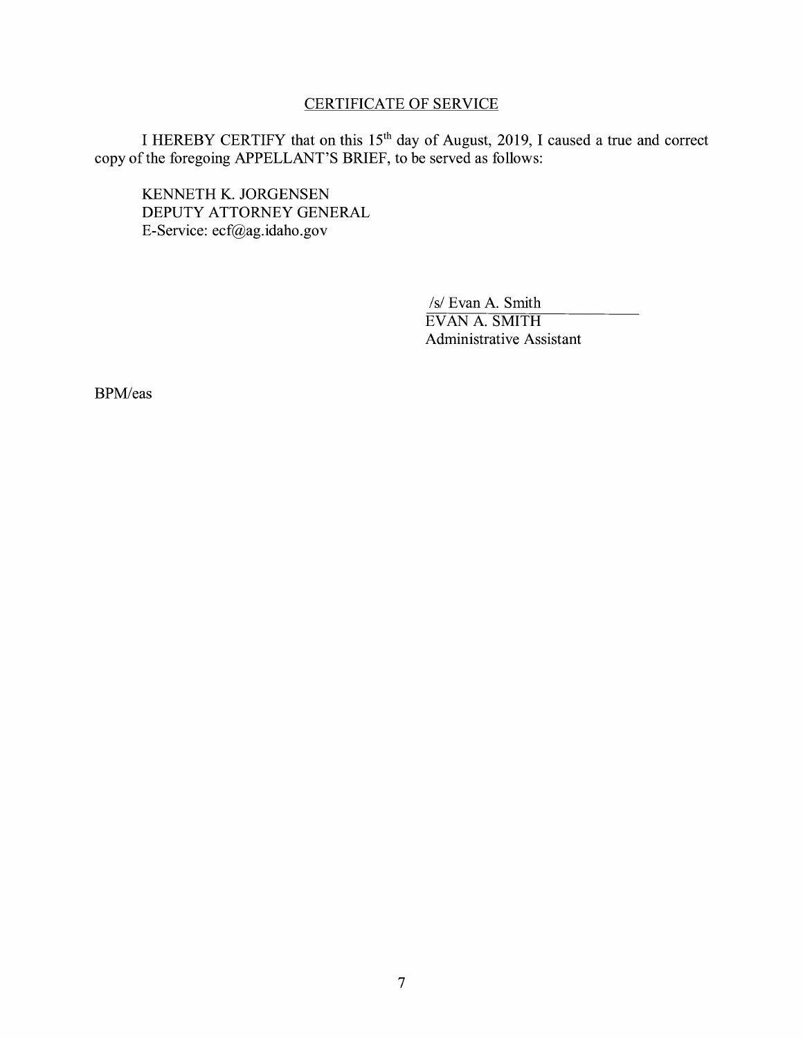## CERTIFICATE OF SERVICE

I HEREBY CERTIFY that on this 15th day of August, 2019, I caused a true and correct copy of the foregoing APPELLANT'S BRIEF, to be served as follows:

KENNETH K. JORGENSEN
DEPUTY ATTORNEY GENERAL
E-Service: ecf@ag.idaho.gov

/s/ Evan A. Smith
EVAN A. SMITH
Administrative Assistant

BPM/eas